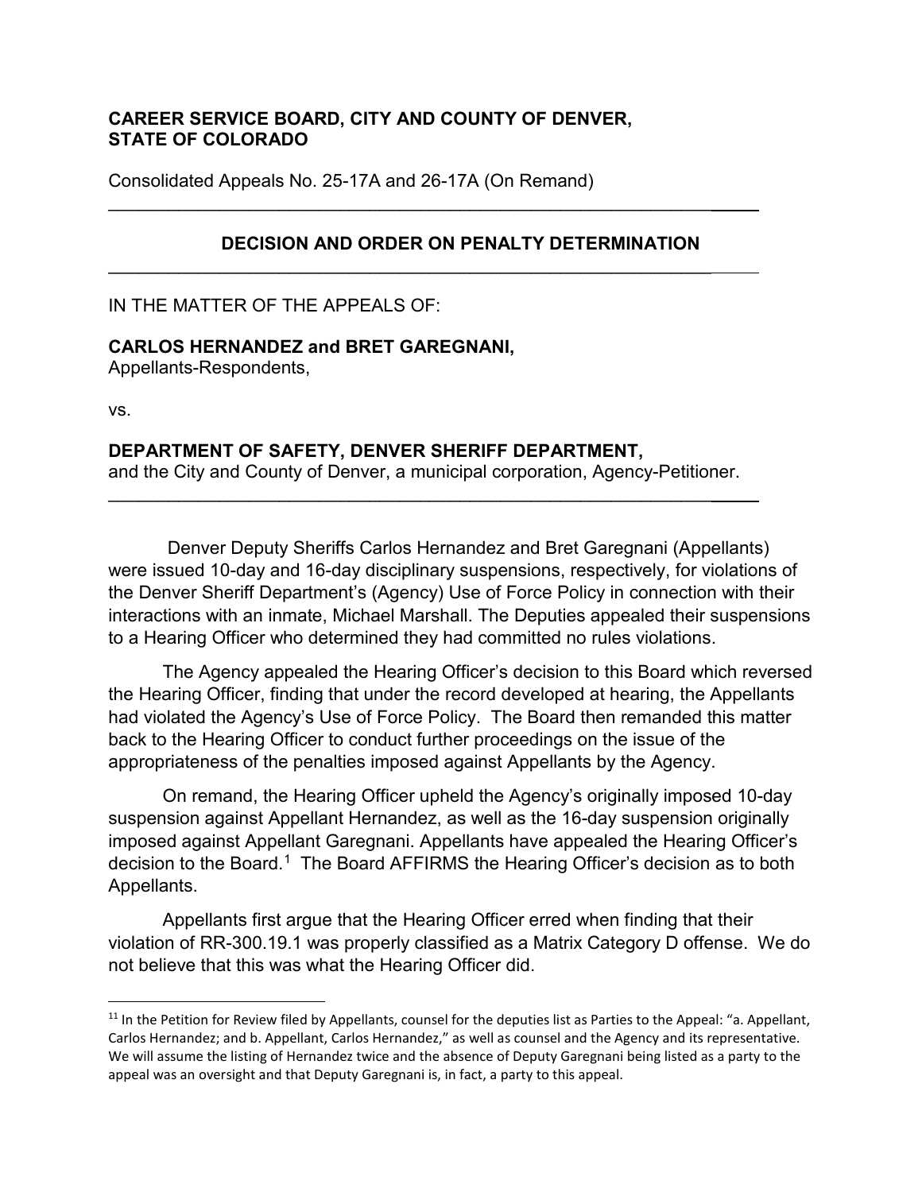**CAREER SERVICE BOARD, CITY AND COUNTY OF DENVER, STATE OF COLORADO**

Consolidated Appeals No. 25-17A and 26-17A (On Remand)

---

## DECISION AND ORDER ON PENALTY DETERMINATION

---

IN THE MATTER OF THE APPEALS OF:

**CARLOS HERNANDEZ and BRET GAREGNANI,**
Appellants-Respondents,

vs.

**DEPARTMENT OF SAFETY, DENVER SHERIFF DEPARTMENT,**
and the City and County of Denver, a municipal corporation, Agency-Petitioner.

---

Denver Deputy Sheriffs Carlos Hernandez and Bret Garegnani (Appellants) were issued 10-day and 16-day disciplinary suspensions, respectively, for violations of the Denver Sheriff Department's (Agency) Use of Force Policy in connection with their interactions with an inmate, Michael Marshall. The Deputies appealed their suspensions to a Hearing Officer who determined they had committed no rules violations.

The Agency appealed the Hearing Officer's decision to this Board which reversed the Hearing Officer, finding that under the record developed at hearing, the Appellants had violated the Agency's Use of Force Policy. The Board then remanded this matter back to the Hearing Officer to conduct further proceedings on the issue of the appropriateness of the penalties imposed against Appellants by the Agency.

On remand, the Hearing Officer upheld the Agency's originally imposed 10-day suspension against Appellant Hernandez, as well as the 16-day suspension originally imposed against Appellant Garegnani. Appellants have appealed the Hearing Officer's decision to the Board.[1] The Board AFFIRMS the Hearing Officer's decision as to both Appellants.

Appellants first argue that the Hearing Officer erred when finding that their violation of RR-300.19.1 was properly classified as a Matrix Category D offense. We do not believe that this was what the Hearing Officer did.

---

[11] In the Petition for Review filed by Appellants, counsel for the deputies list as Parties to the Appeal: "a. Appellant, Carlos Hernandez; and b. Appellant, Carlos Hernandez," as well as counsel and the Agency and its representative. We will assume the listing of Hernandez twice and the absence of Deputy Garegnani being listed as a party to the appeal was an oversight and that Deputy Garegnani is, in fact, a party to this appeal.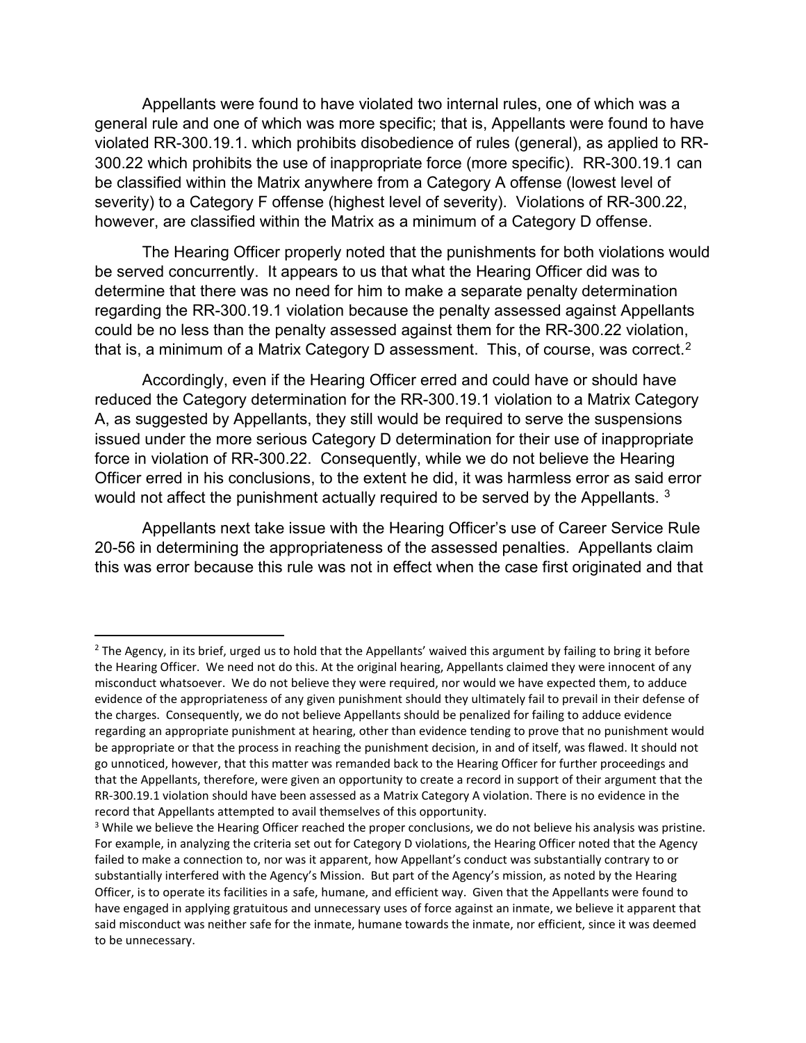Appellants were found to have violated two internal rules, one of which was a general rule and one of which was more specific; that is, Appellants were found to have violated RR-300.19.1. which prohibits disobedience of rules (general), as applied to RR-300.22 which prohibits the use of inappropriate force (more specific). RR-300.19.1 can be classified within the Matrix anywhere from a Category A offense (lowest level of severity) to a Category F offense (highest level of severity). Violations of RR-300.22, however, are classified within the Matrix as a minimum of a Category D offense.

The Hearing Officer properly noted that the punishments for both violations would be served concurrently. It appears to us that what the Hearing Officer did was to determine that there was no need for him to make a separate penalty determination regarding the RR-300.19.1 violation because the penalty assessed against Appellants could be no less than the penalty assessed against them for the RR-300.22 violation, that is, a minimum of a Matrix Category D assessment. This, of course, was correct.[2]

Accordingly, even if the Hearing Officer erred and could have or should have reduced the Category determination for the RR-300.19.1 violation to a Matrix Category A, as suggested by Appellants, they still would be required to serve the suspensions issued under the more serious Category D determination for their use of inappropriate force in violation of RR-300.22. Consequently, while we do not believe the Hearing Officer erred in his conclusions, to the extent he did, it was harmless error as said error would not affect the punishment actually required to be served by the Appellants. [3]

Appellants next take issue with the Hearing Officer's use of Career Service Rule 20-56 in determining the appropriateness of the assessed penalties. Appellants claim this was error because this rule was not in effect when the case first originated and that

---

[2] The Agency, in its brief, urged us to hold that the Appellants' waived this argument by failing to bring it before the Hearing Officer. We need not do this. At the original hearing, Appellants claimed they were innocent of any misconduct whatsoever. We do not believe they were required, nor would we have expected them, to adduce evidence of the appropriateness of any given punishment should they ultimately fail to prevail in their defense of the charges. Consequently, we do not believe Appellants should be penalized for failing to adduce evidence regarding an appropriate punishment at hearing, other than evidence tending to prove that no punishment would be appropriate or that the process in reaching the punishment decision, in and of itself, was flawed. It should not go unnoticed, however, that this matter was remanded back to the Hearing Officer for further proceedings and that the Appellants, therefore, were given an opportunity to create a record in support of their argument that the RR-300.19.1 violation should have been assessed as a Matrix Category A violation. There is no evidence in the record that Appellants attempted to avail themselves of this opportunity.

[3] While we believe the Hearing Officer reached the proper conclusions, we do not believe his analysis was pristine. For example, in analyzing the criteria set out for Category D violations, the Hearing Officer noted that the Agency failed to make a connection to, nor was it apparent, how Appellant's conduct was substantially contrary to or substantially interfered with the Agency's Mission. But part of the Agency's mission, as noted by the Hearing Officer, is to operate its facilities in a safe, humane, and efficient way. Given that the Appellants were found to have engaged in applying gratuitous and unnecessary uses of force against an inmate, we believe it apparent that said misconduct was neither safe for the inmate, humane towards the inmate, nor efficient, since it was deemed to be unnecessary.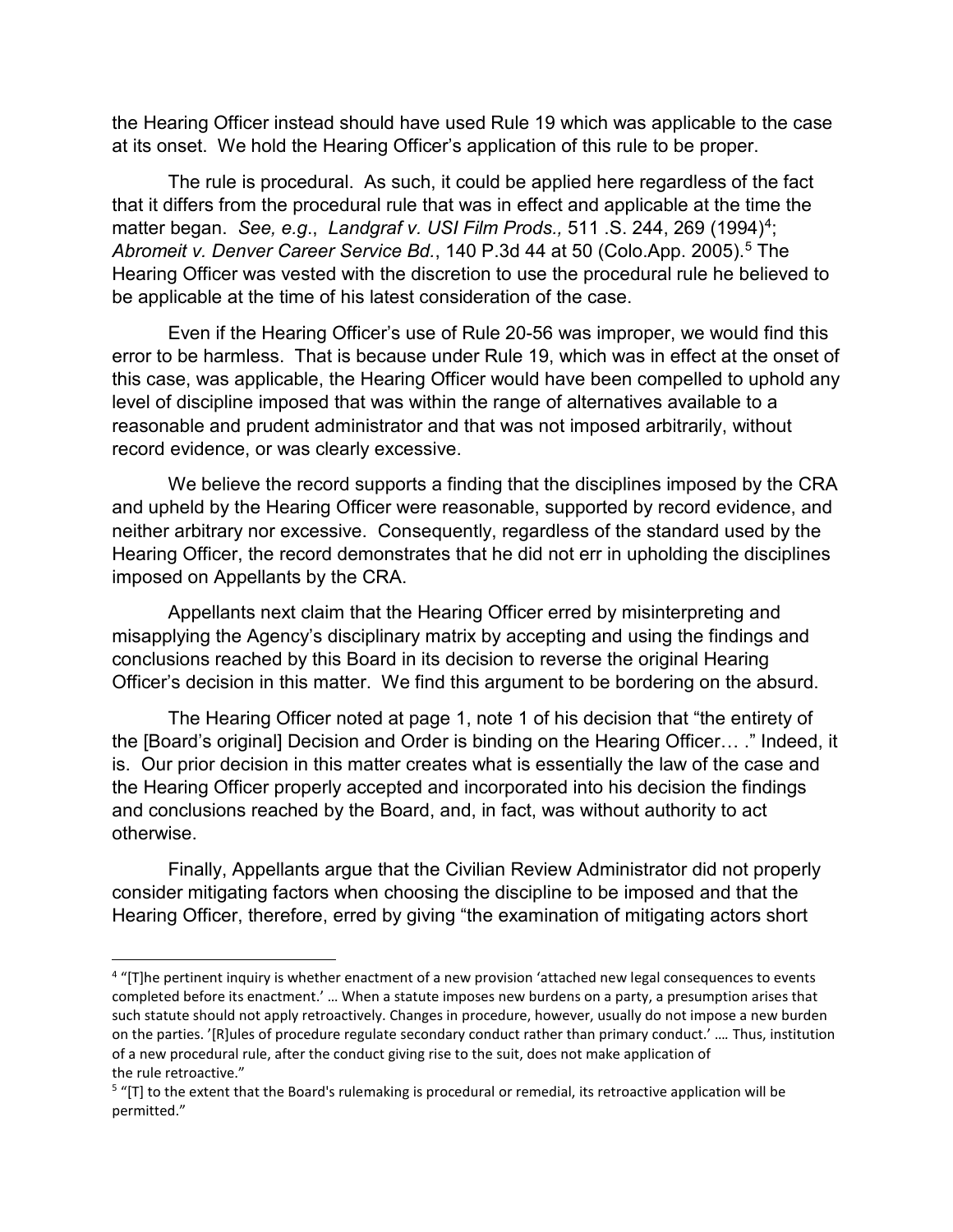the Hearing Officer instead should have used Rule 19 which was applicable to the case at its onset. We hold the Hearing Officer's application of this rule to be proper.

The rule is procedural. As such, it could be applied here regardless of the fact that it differs from the procedural rule that was in effect and applicable at the time the matter began. *See, e.g.*, *Landgraf v. USI Film Prods.,* 511 .S. 244, 269 (1994)[4]; *Abromeit v. Denver Career Service Bd.*, 140 P.3d 44 at 50 (Colo.App. 2005).[5] The Hearing Officer was vested with the discretion to use the procedural rule he believed to be applicable at the time of his latest consideration of the case.

Even if the Hearing Officer's use of Rule 20-56 was improper, we would find this error to be harmless. That is because under Rule 19, which was in effect at the onset of this case, was applicable, the Hearing Officer would have been compelled to uphold any level of discipline imposed that was within the range of alternatives available to a reasonable and prudent administrator and that was not imposed arbitrarily, without record evidence, or was clearly excessive.

We believe the record supports a finding that the disciplines imposed by the CRA and upheld by the Hearing Officer were reasonable, supported by record evidence, and neither arbitrary nor excessive. Consequently, regardless of the standard used by the Hearing Officer, the record demonstrates that he did not err in upholding the disciplines imposed on Appellants by the CRA.

Appellants next claim that the Hearing Officer erred by misinterpreting and misapplying the Agency's disciplinary matrix by accepting and using the findings and conclusions reached by this Board in its decision to reverse the original Hearing Officer's decision in this matter. We find this argument to be bordering on the absurd.

The Hearing Officer noted at page 1, note 1 of his decision that "the entirety of the [Board's original] Decision and Order is binding on the Hearing Officer… ." Indeed, it is. Our prior decision in this matter creates what is essentially the law of the case and the Hearing Officer properly accepted and incorporated into his decision the findings and conclusions reached by the Board, and, in fact, was without authority to act otherwise.

Finally, Appellants argue that the Civilian Review Administrator did not properly consider mitigating factors when choosing the discipline to be imposed and that the Hearing Officer, therefore, erred by giving "the examination of mitigating actors short

---

[4] "[T]he pertinent inquiry is whether enactment of a new provision 'attached new legal consequences to events completed before its enactment.' … When a statute imposes new burdens on a party, a presumption arises that such statute should not apply retroactively. Changes in procedure, however, usually do not impose a new burden on the parties. '[R]ules of procedure regulate secondary conduct rather than primary conduct.' …. Thus, institution of a new procedural rule, after the conduct giving rise to the suit, does not make application of the rule retroactive."

[5] "[T] to the extent that the Board's rulemaking is procedural or remedial, its retroactive application will be permitted."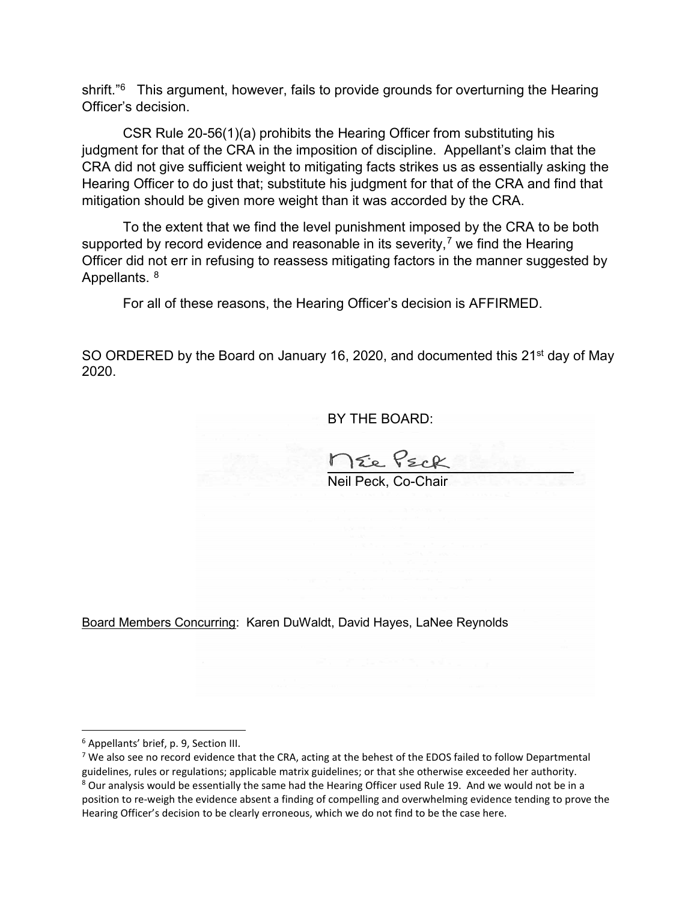shrift."[6] This argument, however, fails to provide grounds for overturning the Hearing Officer's decision.

CSR Rule 20-56(1)(a) prohibits the Hearing Officer from substituting his judgment for that of the CRA in the imposition of discipline. Appellant's claim that the CRA did not give sufficient weight to mitigating facts strikes us as essentially asking the Hearing Officer to do just that; substitute his judgment for that of the CRA and find that mitigation should be given more weight than it was accorded by the CRA.

To the extent that we find the level punishment imposed by the CRA to be both supported by record evidence and reasonable in its severity,[7] we find the Hearing Officer did not err in refusing to reassess mitigating factors in the manner suggested by Appellants. [8]

For all of these reasons, the Hearing Officer's decision is AFFIRMED.

SO ORDERED by the Board on January 16, 2020, and documented this 21st day of May 2020.

BY THE BOARD:

Neil Peck, Co-Chair

Board Members Concurring: Karen DuWaldt, David Hayes, LaNee Reynolds

---

[6] Appellants' brief, p. 9, Section III.

[7] We also see no record evidence that the CRA, acting at the behest of the EDOS failed to follow Departmental guidelines, rules or regulations; applicable matrix guidelines; or that she otherwise exceeded her authority.

[8] Our analysis would be essentially the same had the Hearing Officer used Rule 19. And we would not be in a position to re-weigh the evidence absent a finding of compelling and overwhelming evidence tending to prove the Hearing Officer's decision to be clearly erroneous, which we do not find to be the case here.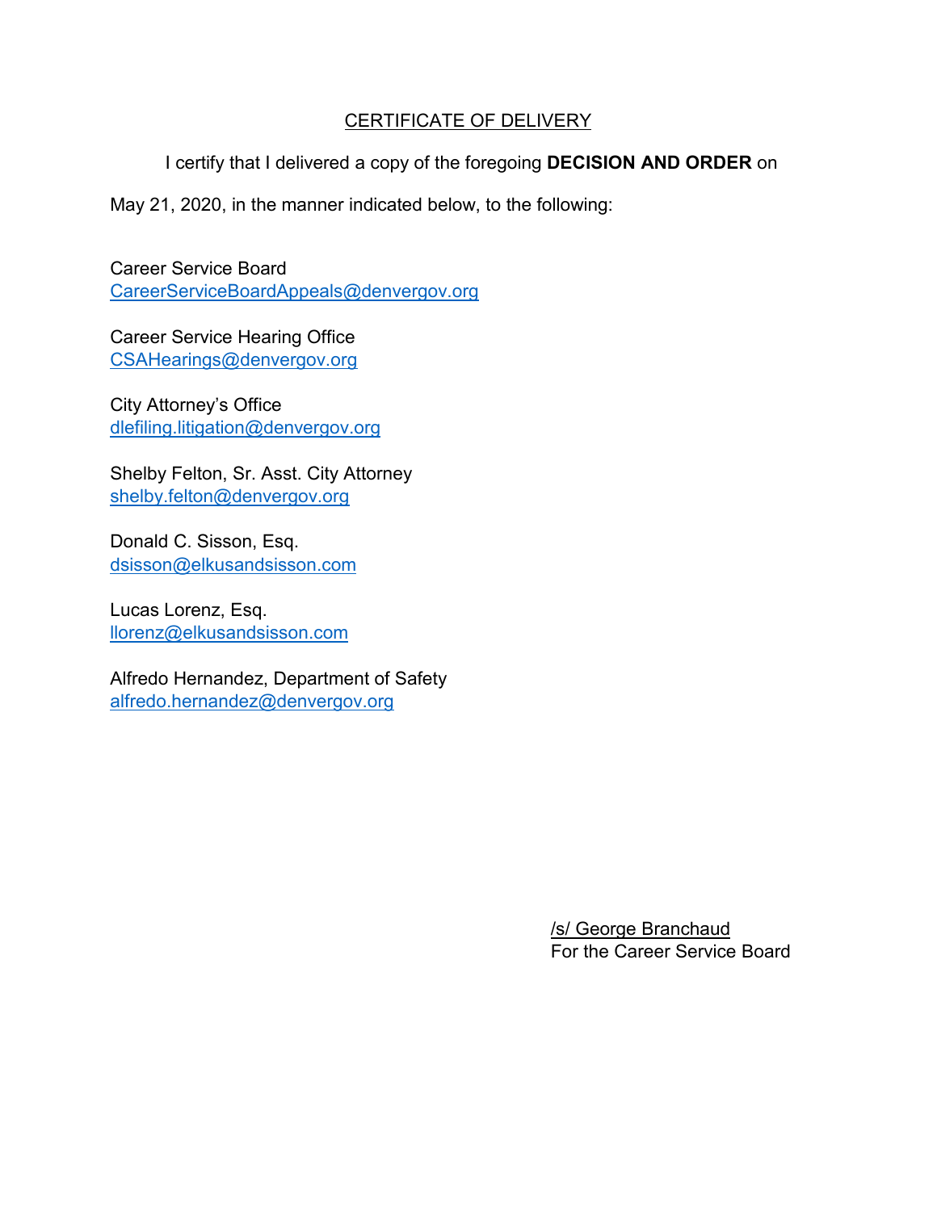## CERTIFICATE OF DELIVERY

I certify that I delivered a copy of the foregoing **DECISION AND ORDER** on May 21, 2020, in the manner indicated below, to the following:

Career Service Board
CareerServiceBoardAppeals@denvergov.org

Career Service Hearing Office
CSAHearings@denvergov.org

City Attorney's Office
dlefiling.litigation@denvergov.org

Shelby Felton, Sr. Asst. City Attorney
shelby.felton@denvergov.org

Donald C. Sisson, Esq.
dsisson@elkusandsisson.com

Lucas Lorenz, Esq.
llorenz@elkusandsisson.com

Alfredo Hernandez, Department of Safety
alfredo.hernandez@denvergov.org

/s/ George Branchaud
For the Career Service Board